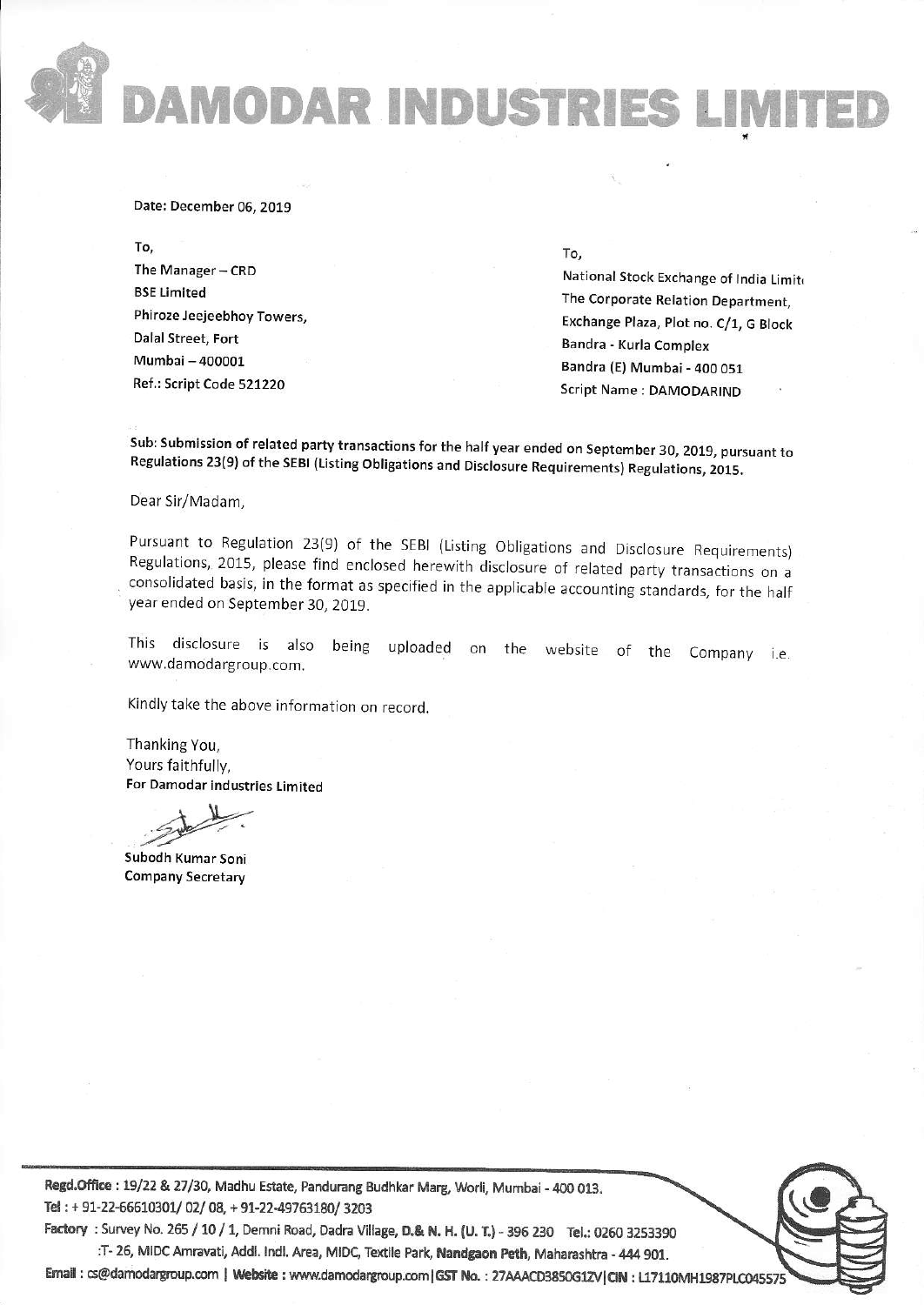# DAMODAR INDUSTRIES LIMITED

Date: December 06, 2019

To,
The Manager – CRD
BSE Limited
Phiroze Jeejeebhoy Towers,
Dalal Street, Fort
Mumbai – 400001
Ref.: Script Code 521220

To,
National Stock Exchange of India Limit
The Corporate Relation Department,
Exchange Plaza, Plot no. C/1, G Block
Bandra - Kurla Complex
Bandra (E) Mumbai - 400 051
Script Name : DAMODARIND

**Sub: Submission of related party transactions for the half year ended on September 30, 2019, pursuant to Regulations 23(9) of the SEBI (Listing Obligations and Disclosure Requirements) Regulations, 2015.**

Dear Sir/Madam,

Pursuant to Regulation 23(9) of the SEBI (Listing Obligations and Disclosure Requirements) Regulations, 2015, please find enclosed herewith disclosure of related party transactions on a consolidated basis, in the format as specified in the applicable accounting standards, for the half year ended on September 30, 2019.

This disclosure is also being uploaded on the website of the Company i.e. www.damodargroup.com.

Kindly take the above information on record.

Thanking You,
Yours faithfully,
**For Damodar Industries Limited**

**Subodh Kumar Soni**
**Company Secretary**

**Regd.Office :** 19/22 & 27/30, Madhu Estate, Pandurang Budhkar Marg, Worli, Mumbai - 400 013.
**Tel :** + 91-22-66610301/ 02/ 08, + 91-22-49763180/ 3203
**Factory :** Survey No. 265 / 10 / 1, Demni Road, Dadra Village, D.& N. H. (U. T.) - 396 230 Tel.: 0260 3253390
:T- 26, MIDC Amravati, Addl. Indl. Area, MIDC, Textile Park, Nandgaon Peth, Maharashtra - 444 901.
**Email :** cs@damodargroup.com | **Website :** www.damodargroup.com | **GST No. :** 27AAACD3850G1ZV | **CIN :** L17110MH1987PLC045575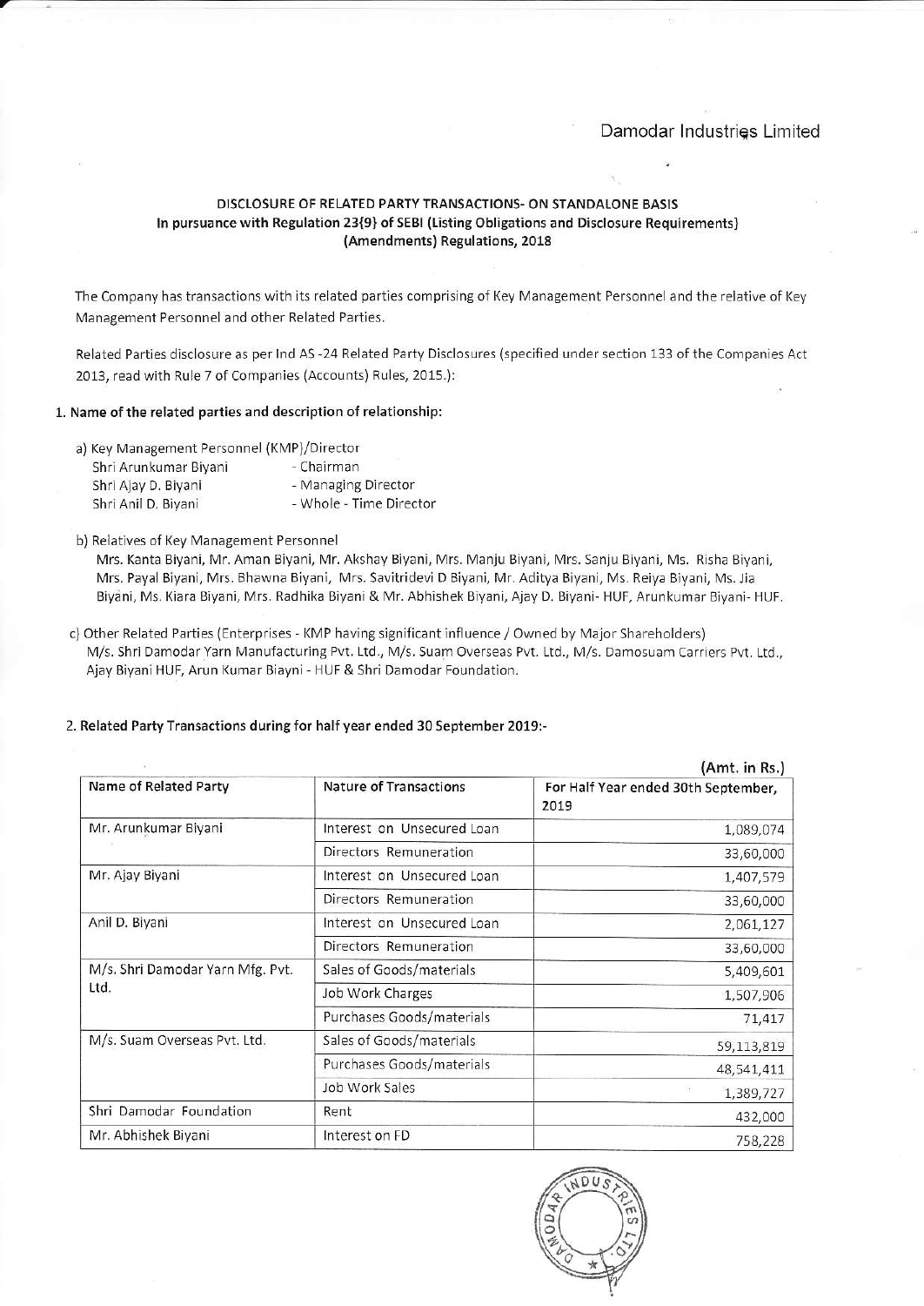Damodar Industries Limited

**DISCLOSURE OF RELATED PARTY TRANSACTIONS- ON STANDALONE BASIS**
**In pursuance with Regulation 23(9) of SEBI (Listing Obligations and Disclosure Requirements) (Amendments) Regulations, 2018**

The Company has transactions with its related parties comprising of Key Management Personnel and the relative of Key Management Personnel and other Related Parties.

Related Parties disclosure as per Ind AS -24 Related Party Disclosures (specified under section 133 of the Companies Act 2013, read with Rule 7 of Companies (Accounts) Rules, 2015.):

**1. Name of the related parties and description of relationship:**

a) Key Management Personnel (KMP)/Director

| | |
|---|---|
| Shri Arunkumar Biyani | - Chairman |
| Shri Ajay D. Biyani | - Managing Director |
| Shri Anil D. Biyani | - Whole - Time Director |

b) Relatives of Key Management Personnel

Mrs. Kanta Biyani, Mr. Aman Biyani, Mr. Akshay Biyani, Mrs. Manju Biyani, Mrs. Sanju Biyani, Ms. Risha Biyani, Mrs. Payal Biyani, Mrs. Bhawna Biyani, Mrs. Savitridevi D Biyani, Mr. Aditya Biyani, Ms. Reiya Biyani, Ms. Jia Biyani, Ms. Kiara Biyani, Mrs. Radhika Biyani & Mr. Abhishek Biyani, Ajay D. Biyani- HUF, Arunkumar Biyani- HUF.

c) Other Related Parties (Enterprises - KMP having significant influence / Owned by Major Shareholders)

M/s. Shri Damodar Yarn Manufacturing Pvt. Ltd., M/s. Suam Overseas Pvt. Ltd., M/s. Damosuam Carriers Pvt. Ltd., Ajay Biyani HUF, Arun Kumar Biayni - HUF & Shri Damodar Foundation.

**2. Related Party Transactions during for half year ended 30 September 2019:-**

(Amt. in Rs.)

| Name of Related Party | Nature of Transactions | For Half Year ended 30th September, 2019 |
|---|---|---|
| Mr. Arunkumar Biyani | Interest on Unsecured Loan | 1,089,074 |
| | Directors Remuneration | 33,60,000 |
| Mr. Ajay Biyani | Interest on Unsecured Loan | 1,407,579 |
| | Directors Remuneration | 33,60,000 |
| Anil D. Biyani | Interest on Unsecured Loan | 2,061,127 |
| | Directors Remuneration | 33,60,000 |
| M/s. Shri Damodar Yarn Mfg. Pvt. Ltd. | Sales of Goods/materials | 5,409,601 |
| | Job Work Charges | 1,507,906 |
| | Purchases Goods/materials | 71,417 |
| M/s. Suam Overseas Pvt. Ltd. | Sales of Goods/materials | 59,113,819 |
| | Purchases Goods/materials | 48,541,411 |
| | Job Work Sales | 1,389,727 |
| Shri Damodar Foundation | Rent | 432,000 |
| Mr. Abhishek Biyani | Interest on FD | 758,228 |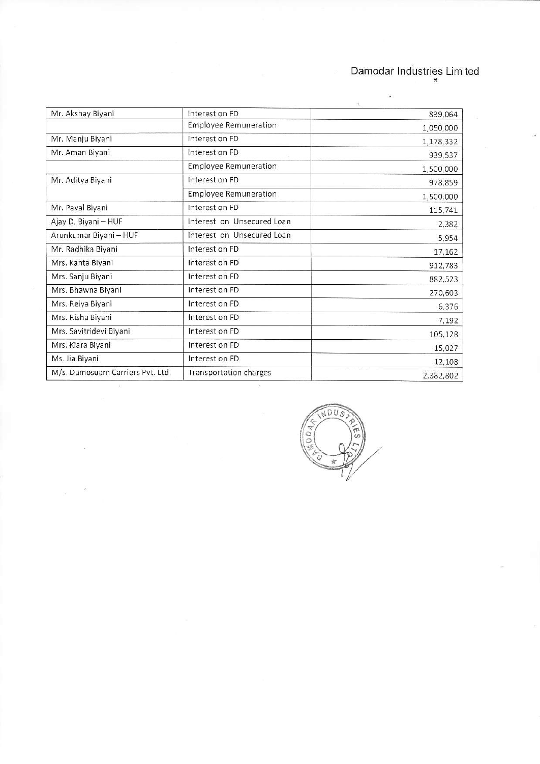| | | |
|---|---|---|
| Mr. Akshay Biyani | Interest on FD | 839,064 |
| | Employee Remuneration | 1,050,000 |
| Mr. Manju Biyani | Interest on FD | 1,178,332 |
| Mr. Aman Biyani | Interest on FD | 939,537 |
| | Employee Remuneration | 1,500,000 |
| Mr. Aditya Biyani | Interest on FD | 978,859 |
| | Employee Remuneration | 1,500,000 |
| Mr. Payal Biyani | Interest on FD | 115,741 |
| Ajay D. Biyani – HUF | Interest on Unsecured Loan | 2,382 |
| Arunkumar Biyani – HUF | Interest on Unsecured Loan | 5,954 |
| Mr. Radhika Biyani | Interest on FD | 17,162 |
| Mrs. Kanta Biyani | Interest on FD | 912,783 |
| Mrs. Sanju Biyani | Interest on FD | 882,523 |
| Mrs. Bhawna Biyani | Interest on FD | 270,603 |
| Mrs. Reiya Biyani | Interest on FD | 6,376 |
| Mrs. Risha Biyani | Interest on FD | 7,192 |
| Mrs. Savitridevi Biyani | Interest on FD | 105,128 |
| Mrs. Kiara Biyani | Interest on FD | 15,027 |
| Ms. Jia Biyani | Interest on FD | 12,108 |
| M/s. Damosuam Carriers Pvt. Ltd. | Transportation charges | 2,382,802 |